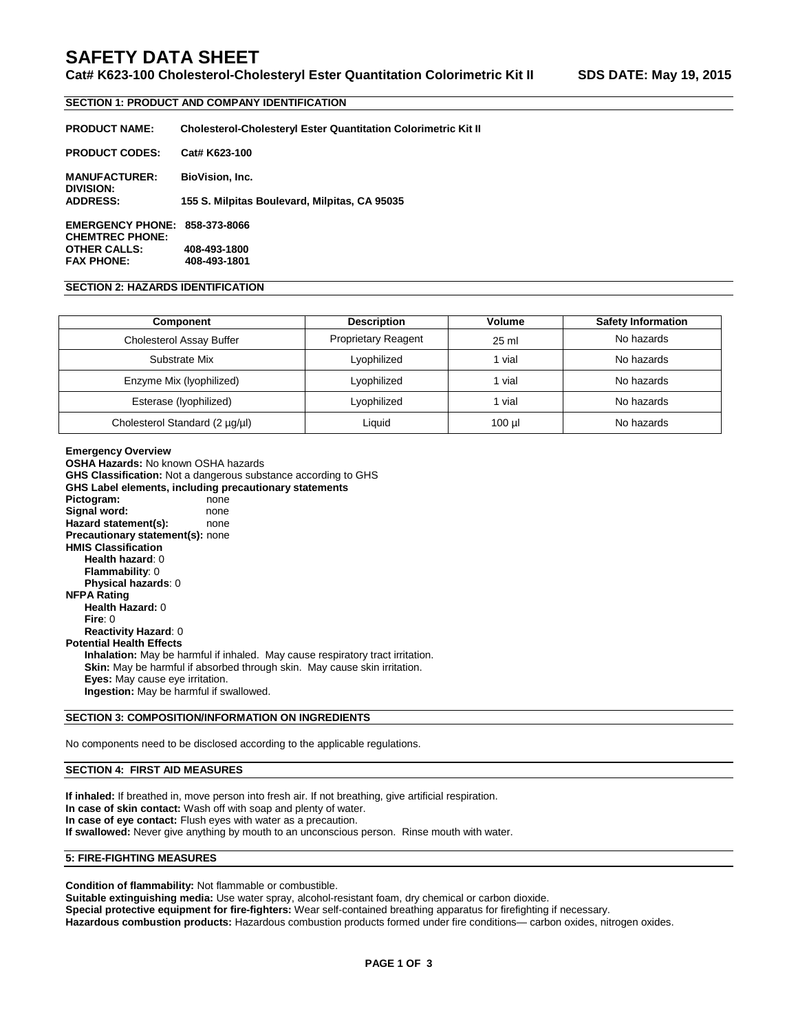# SAFETY DATA SHEET

**Cat# K623-100 Cholesterol-Cholesteryl Ester Quantitation Colorimetric Kit II SDS DATE: May 19, 2015**

## SECTION 1: PRODUCT AND COMPANY IDENTIFICATION

**PRODUCT NAME:** **Cholesterol-Cholesteryl Ester Quantitation Colorimetric Kit II**

**PRODUCT CODES:** **Cat# K623-100**

**MANUFACTURER:** **BioVision, Inc.**
**DIVISION:**
**ADDRESS:** **155 S. Milpitas Boulevard, Milpitas, CA 95035**

**EMERGENCY PHONE:** **858-373-8066**
**CHEMTREC PHONE:**
**OTHER CALLS:** **408-493-1800**
**FAX PHONE:** **408-493-1801**

## SECTION 2: HAZARDS IDENTIFICATION

| Component | Description | Volume | Safety Information |
|---|---|---|---|
| Cholesterol Assay Buffer | Proprietary Reagent | 25 ml | No hazards |
| Substrate Mix | Lyophilized | 1 vial | No hazards |
| Enzyme Mix (lyophilized) | Lyophilized | 1 vial | No hazards |
| Esterase (lyophilized) | Lyophilized | 1 vial | No hazards |
| Cholesterol Standard (2 µg/µl) | Liquid | 100 µl | No hazards |

**Emergency Overview**
**OSHA Hazards:** No known OSHA hazards
**GHS Classification:** Not a dangerous substance according to GHS
**GHS Label elements, including precautionary statements**
**Pictogram:** none
**Signal word:** none
**Hazard statement(s):** none
**Precautionary statement(s):** none
**HMIS Classification**
- **Health hazard**: 0
- **Flammability**: 0
- **Physical hazards**: 0

**NFPA Rating**
- **Health Hazard:** 0
- **Fire**: 0
- **Reactivity Hazard**: 0

**Potential Health Effects**
- **Inhalation:** May be harmful if inhaled. May cause respiratory tract irritation.
- **Skin:** May be harmful if absorbed through skin. May cause skin irritation.
- **Eyes:** May cause eye irritation.
- **Ingestion:** May be harmful if swallowed.

## SECTION 3: COMPOSITION/INFORMATION ON INGREDIENTS

No components need to be disclosed according to the applicable regulations.

## SECTION 4: FIRST AID MEASURES

**If inhaled:** If breathed in, move person into fresh air. If not breathing, give artificial respiration.
**In case of skin contact:** Wash off with soap and plenty of water.
**In case of eye contact:** Flush eyes with water as a precaution.
**If swallowed:** Never give anything by mouth to an unconscious person. Rinse mouth with water.

## 5: FIRE-FIGHTING MEASURES

**Condition of flammability:** Not flammable or combustible.
**Suitable extinguishing media:** Use water spray, alcohol-resistant foam, dry chemical or carbon dioxide.
**Special protective equipment for fire-fighters:** Wear self-contained breathing apparatus for firefighting if necessary.
**Hazardous combustion products:** Hazardous combustion products formed under fire conditions— carbon oxides, nitrogen oxides.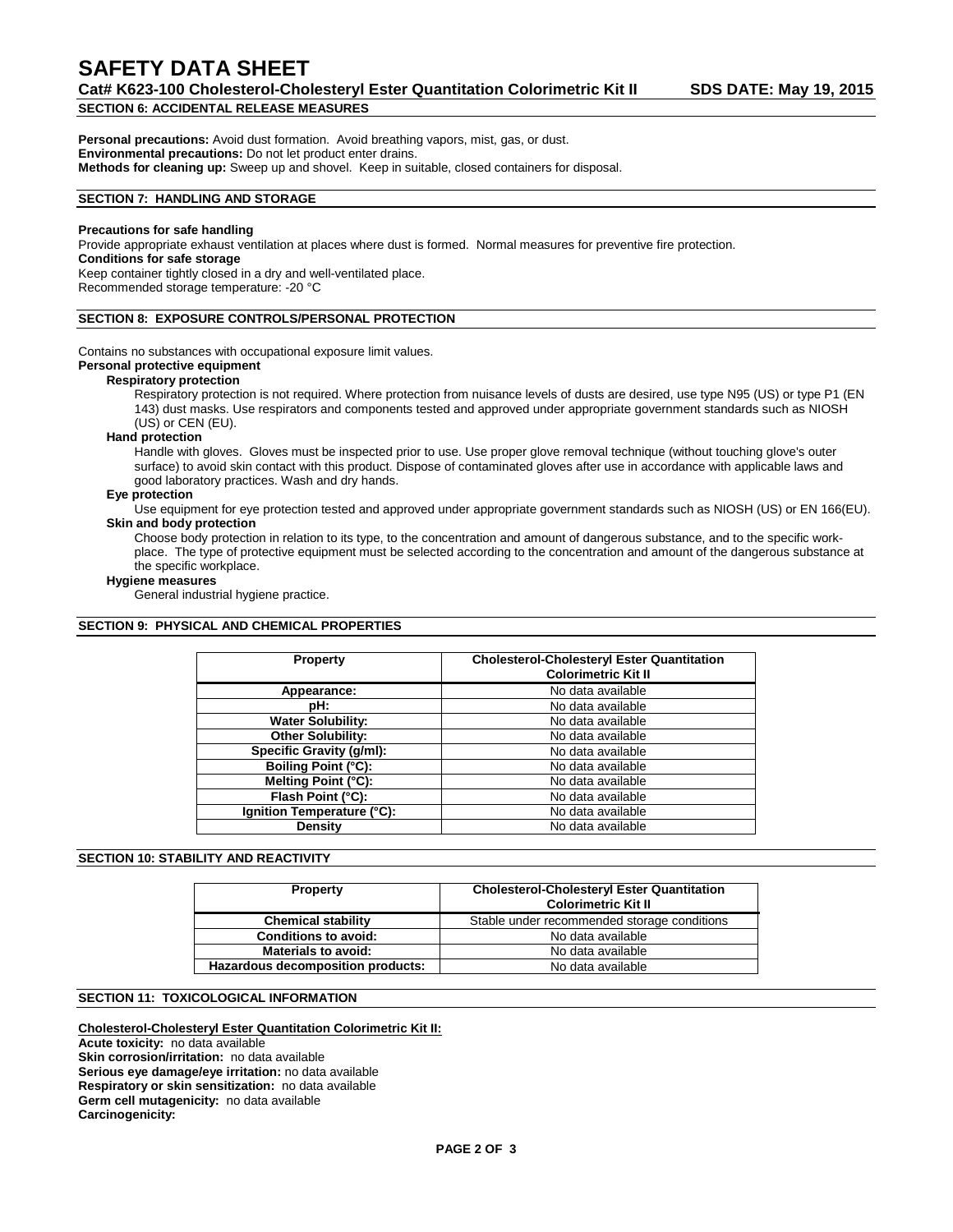## SECTION 6: ACCIDENTAL RELEASE MEASURES

**Personal precautions:** Avoid dust formation. Avoid breathing vapors, mist, gas, or dust.
**Environmental precautions:** Do not let product enter drains.
**Methods for cleaning up:** Sweep up and shovel. Keep in suitable, closed containers for disposal.

## SECTION 7: HANDLING AND STORAGE

**Precautions for safe handling**
Provide appropriate exhaust ventilation at places where dust is formed. Normal measures for preventive fire protection.
**Conditions for safe storage**
Keep container tightly closed in a dry and well-ventilated place.
Recommended storage temperature: -20 °C

## SECTION 8: EXPOSURE CONTROLS/PERSONAL PROTECTION

Contains no substances with occupational exposure limit values.

**Personal protective equipment**

**Respiratory protection**

Respiratory protection is not required. Where protection from nuisance levels of dusts are desired, use type N95 (US) or type P1 (EN 143) dust masks. Use respirators and components tested and approved under appropriate government standards such as NIOSH (US) or CEN (EU).

**Hand protection**

Handle with gloves. Gloves must be inspected prior to use. Use proper glove removal technique (without touching glove's outer surface) to avoid skin contact with this product. Dispose of contaminated gloves after use in accordance with applicable laws and good laboratory practices. Wash and dry hands.

**Eye protection**

Use equipment for eye protection tested and approved under appropriate government standards such as NIOSH (US) or EN 166(EU).

**Skin and body protection**

Choose body protection in relation to its type, to the concentration and amount of dangerous substance, and to the specific work-place. The type of protective equipment must be selected according to the concentration and amount of the dangerous substance at the specific workplace.

**Hygiene measures**

General industrial hygiene practice.

## SECTION 9: PHYSICAL AND CHEMICAL PROPERTIES

| Property | Cholesterol-Cholesteryl Ester Quantitation Colorimetric Kit II |
|---|---|
| Appearance: | No data available |
| pH: | No data available |
| Water Solubility: | No data available |
| Other Solubility: | No data available |
| Specific Gravity (g/ml): | No data available |
| Boiling Point (°C): | No data available |
| Melting Point (°C): | No data available |
| Flash Point (°C): | No data available |
| Ignition Temperature (°C): | No data available |
| Density | No data available |

## SECTION 10: STABILITY AND REACTIVITY

| Property | Cholesterol-Cholesteryl Ester Quantitation Colorimetric Kit II |
|---|---|
| Chemical stability | Stable under recommended storage conditions |
| Conditions to avoid: | No data available |
| Materials to avoid: | No data available |
| Hazardous decomposition products: | No data available |

## SECTION 11: TOXICOLOGICAL INFORMATION

**Cholesterol-Cholesteryl Ester Quantitation Colorimetric Kit II:**

**Acute toxicity:** no data available
**Skin corrosion/irritation:** no data available
**Serious eye damage/eye irritation:** no data available
**Respiratory or skin sensitization:** no data available
**Germ cell mutagenicity:** no data available
**Carcinogenicity:**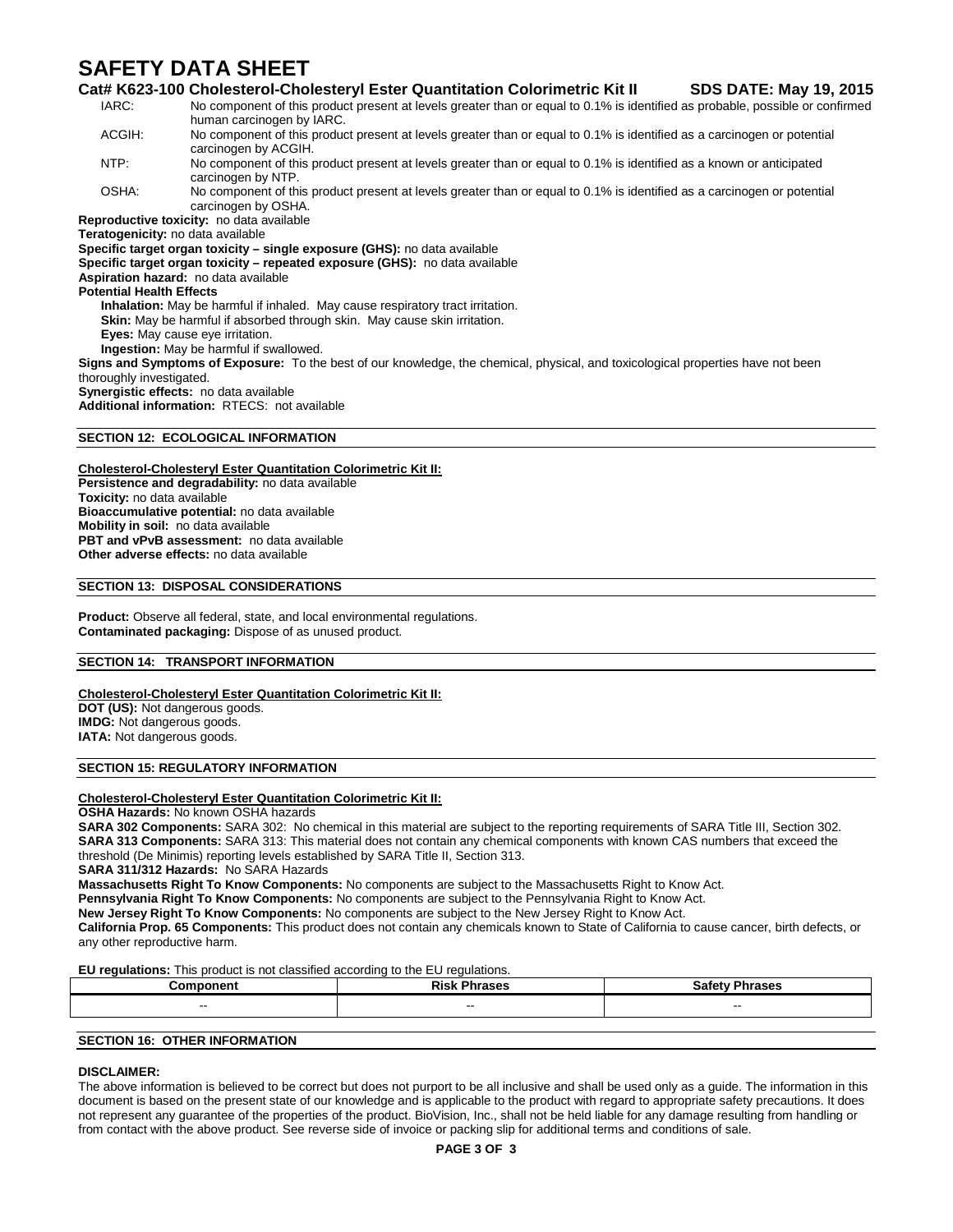IARC: No component of this product present at levels greater than or equal to 0.1% is identified as probable, possible or confirmed human carcinogen by IARC.

ACGIH: No component of this product present at levels greater than or equal to 0.1% is identified as a carcinogen or potential carcinogen by ACGIH.

NTP: No component of this product present at levels greater than or equal to 0.1% is identified as a known or anticipated carcinogen by NTP.

OSHA: No component of this product present at levels greater than or equal to 0.1% is identified as a carcinogen or potential carcinogen by OSHA.

**Reproductive toxicity:** no data available
**Teratogenicity:** no data available
**Specific target organ toxicity – single exposure (GHS):** no data available
**Specific target organ toxicity – repeated exposure (GHS):** no data available
**Aspiration hazard:** no data available
**Potential Health Effects**

- **Inhalation:** May be harmful if inhaled. May cause respiratory tract irritation.
- **Skin:** May be harmful if absorbed through skin. May cause skin irritation.
- **Eyes:** May cause eye irritation.
- **Ingestion:** May be harmful if swallowed.

**Signs and Symptoms of Exposure:** To the best of our knowledge, the chemical, physical, and toxicological properties have not been thoroughly investigated.
**Synergistic effects:** no data available
**Additional information:** RTECS: not available

## SECTION 12: ECOLOGICAL INFORMATION

**Cholesterol-Cholesteryl Ester Quantitation Colorimetric Kit II:**
**Persistence and degradability:** no data available
**Toxicity:** no data available
**Bioaccumulative potential:** no data available
**Mobility in soil:** no data available
**PBT and vPvB assessment:** no data available
**Other adverse effects:** no data available

## SECTION 13: DISPOSAL CONSIDERATIONS

**Product:** Observe all federal, state, and local environmental regulations.
**Contaminated packaging:** Dispose of as unused product.

## SECTION 14: TRANSPORT INFORMATION

**Cholesterol-Cholesteryl Ester Quantitation Colorimetric Kit II:**
**DOT (US):** Not dangerous goods.
**IMDG:** Not dangerous goods.
**IATA:** Not dangerous goods.

## SECTION 15: REGULATORY INFORMATION

**Cholesterol-Cholesteryl Ester Quantitation Colorimetric Kit II:**
**OSHA Hazards:** No known OSHA hazards
**SARA 302 Components:** SARA 302: No chemical in this material are subject to the reporting requirements of SARA Title III, Section 302.
**SARA 313 Components:** SARA 313: This material does not contain any chemical components with known CAS numbers that exceed the threshold (De Minimis) reporting levels established by SARA Title II, Section 313.
**SARA 311/312 Hazards:** No SARA Hazards
**Massachusetts Right To Know Components:** No components are subject to the Massachusetts Right to Know Act.
**Pennsylvania Right To Know Components:** No components are subject to the Pennsylvania Right to Know Act.
**New Jersey Right To Know Components:** No components are subject to the New Jersey Right to Know Act.
**California Prop. 65 Components:** This product does not contain any chemicals known to State of California to cause cancer, birth defects, or any other reproductive harm.

**EU regulations:** This product is not classified according to the EU regulations.

| Component | Risk Phrases | Safety Phrases |
|---|---|---|
| -- | -- | -- |

## SECTION 16: OTHER INFORMATION

**DISCLAIMER:**
The above information is believed to be correct but does not purport to be all inclusive and shall be used only as a guide. The information in this document is based on the present state of our knowledge and is applicable to the product with regard to appropriate safety precautions. It does not represent any guarantee of the properties of the product. BioVision, Inc., shall not be held liable for any damage resulting from handling or from contact with the above product. See reverse side of invoice or packing slip for additional terms and conditions of sale.